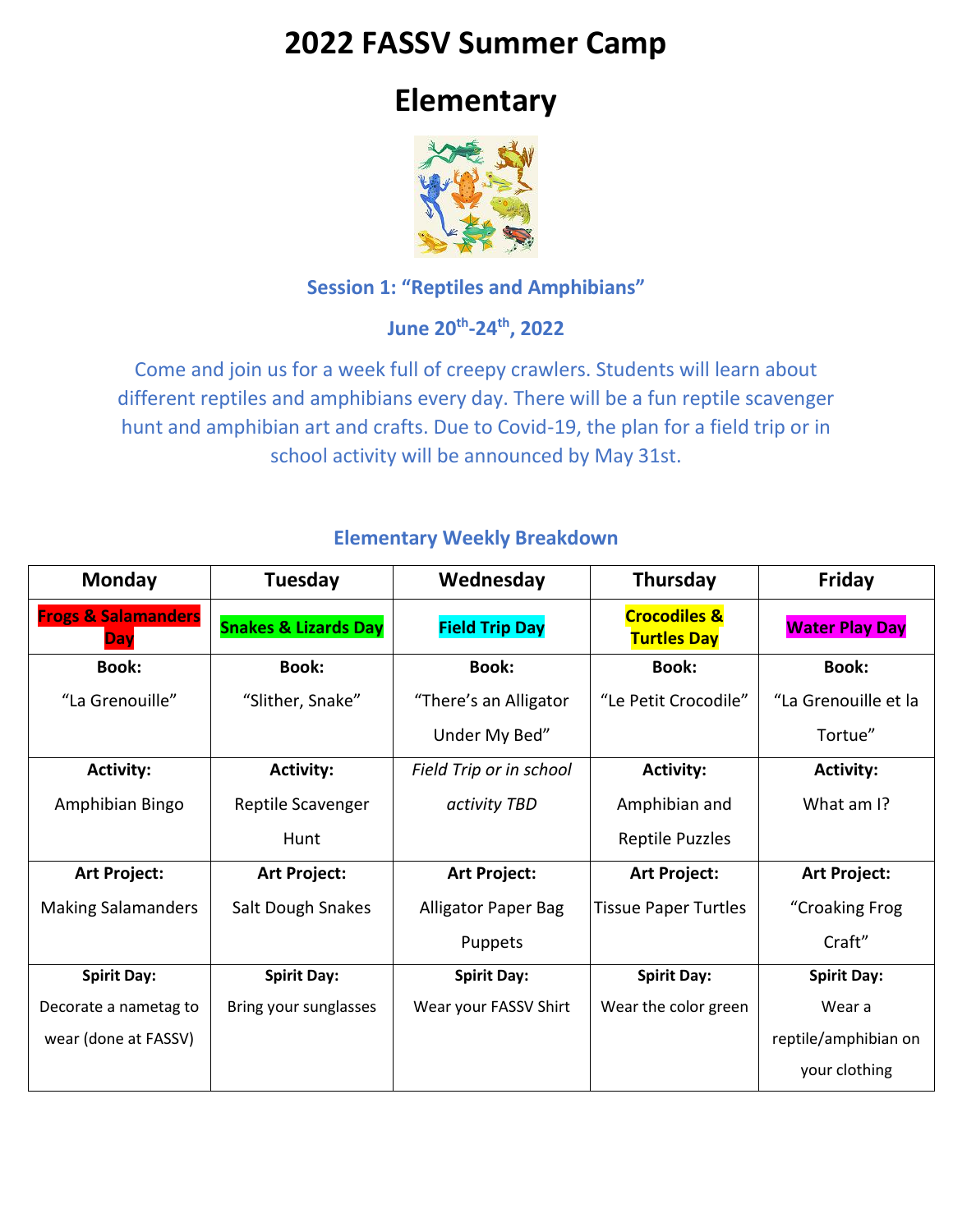# 2022 FASSV Summer Camp

# Elementary

### Session 1: "Reptiles and Amphibians"

### June 20th-24th, 2022

Come and join us for a week full of creepy crawlers. Students will learn about different reptiles and amphibians every day. There will be a fun reptile scavenger hunt and amphibian art and crafts. Due to Covid-19, the plan for a field trip or in school activity will be announced by May 31st.

### Elementary Weekly Breakdown

| Monday | Tuesday | Wednesday | Thursday | Friday |
|---|---|---|---|---|
| **Frogs & Salamanders Day** | **Snakes & Lizards Day** | **Field Trip Day** | **Crocodiles & Turtles Day** | **Water Play Day** |
| **Book:** "La Grenouille" | **Book:** "Slither, Snake" | **Book:** "There's an Alligator Under My Bed" | **Book:** "Le Petit Crocodile" | **Book:** "La Grenouille et la Tortue" |
| **Activity:** Amphibian Bingo | **Activity:** Reptile Scavenger Hunt | *Field Trip or in school activity TBD* | **Activity:** Amphibian and Reptile Puzzles | **Activity:** What am I? |
| **Art Project:** Making Salamanders | **Art Project:** Salt Dough Snakes | **Art Project:** Alligator Paper Bag Puppets | **Art Project:** Tissue Paper Turtles | **Art Project:** "Croaking Frog Craft" |
| **Spirit Day:** Decorate a nametag to wear (done at FASSV) | **Spirit Day:** Bring your sunglasses | **Spirit Day:** Wear your FASSV Shirt | **Spirit Day:** Wear the color green | **Spirit Day:** Wear a reptile/amphibian on your clothing |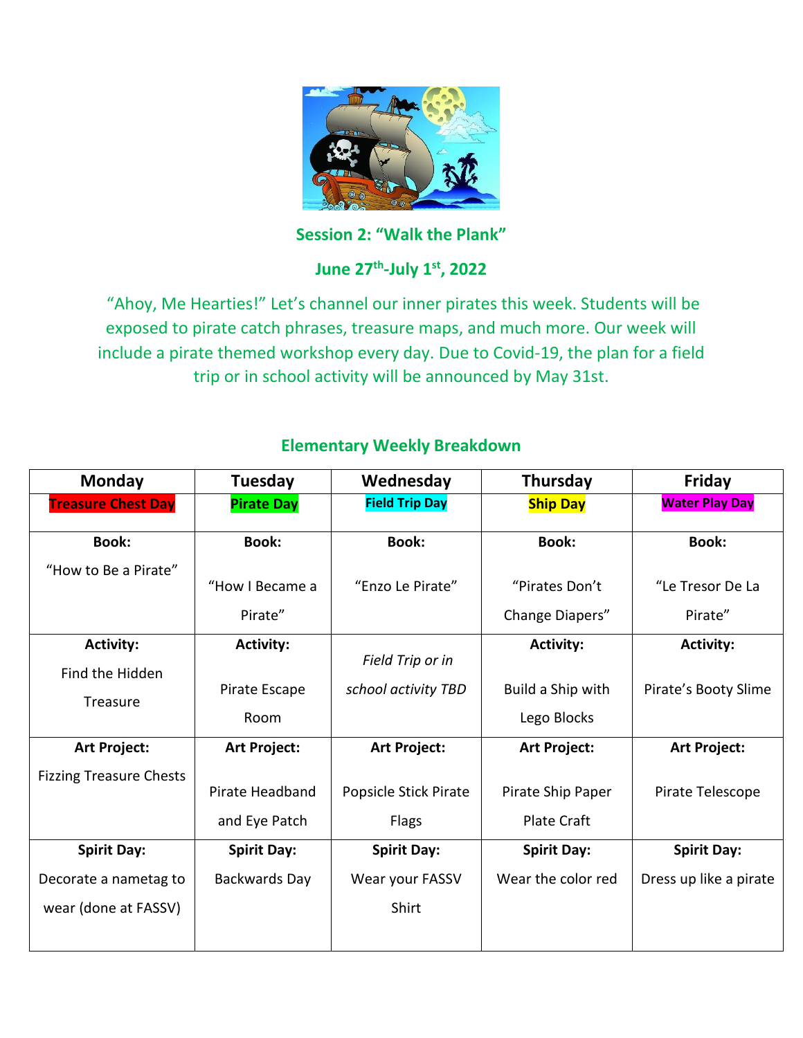## Session 2: "Walk the Plank"

### June 27th-July 1st, 2022

"Ahoy, Me Hearties!" Let's channel our inner pirates this week. Students will be exposed to pirate catch phrases, treasure maps, and much more. Our week will include a pirate themed workshop every day. Due to Covid-19, the plan for a field trip or in school activity will be announced by May 31st.

### Elementary Weekly Breakdown

| Monday | Tuesday | Wednesday | Thursday | Friday |
|---|---|---|---|---|
| **Treasure Chest Day** | **Pirate Day** | **Field Trip Day** | **Ship Day** | **Water Play Day** |
| **Book:** "How to Be a Pirate" | **Book:** "How I Became a Pirate" | **Book:** "Enzo Le Pirate" | **Book:** "Pirates Don't Change Diapers" | **Book:** "Le Tresor De La Pirate" |
| **Activity:** Find the Hidden Treasure | **Activity:** Pirate Escape Room | *Field Trip or in school activity TBD* | **Activity:** Build a Ship with Lego Blocks | **Activity:** Pirate's Booty Slime |
| **Art Project:** Fizzing Treasure Chests | **Art Project:** Pirate Headband and Eye Patch | **Art Project:** Popsicle Stick Pirate Flags | **Art Project:** Pirate Ship Paper Plate Craft | **Art Project:** Pirate Telescope |
| **Spirit Day:** Decorate a nametag to wear (done at FASSV) | **Spirit Day:** Backwards Day | **Spirit Day:** Wear your FASSV Shirt | **Spirit Day:** Wear the color red | **Spirit Day:** Dress up like a pirate |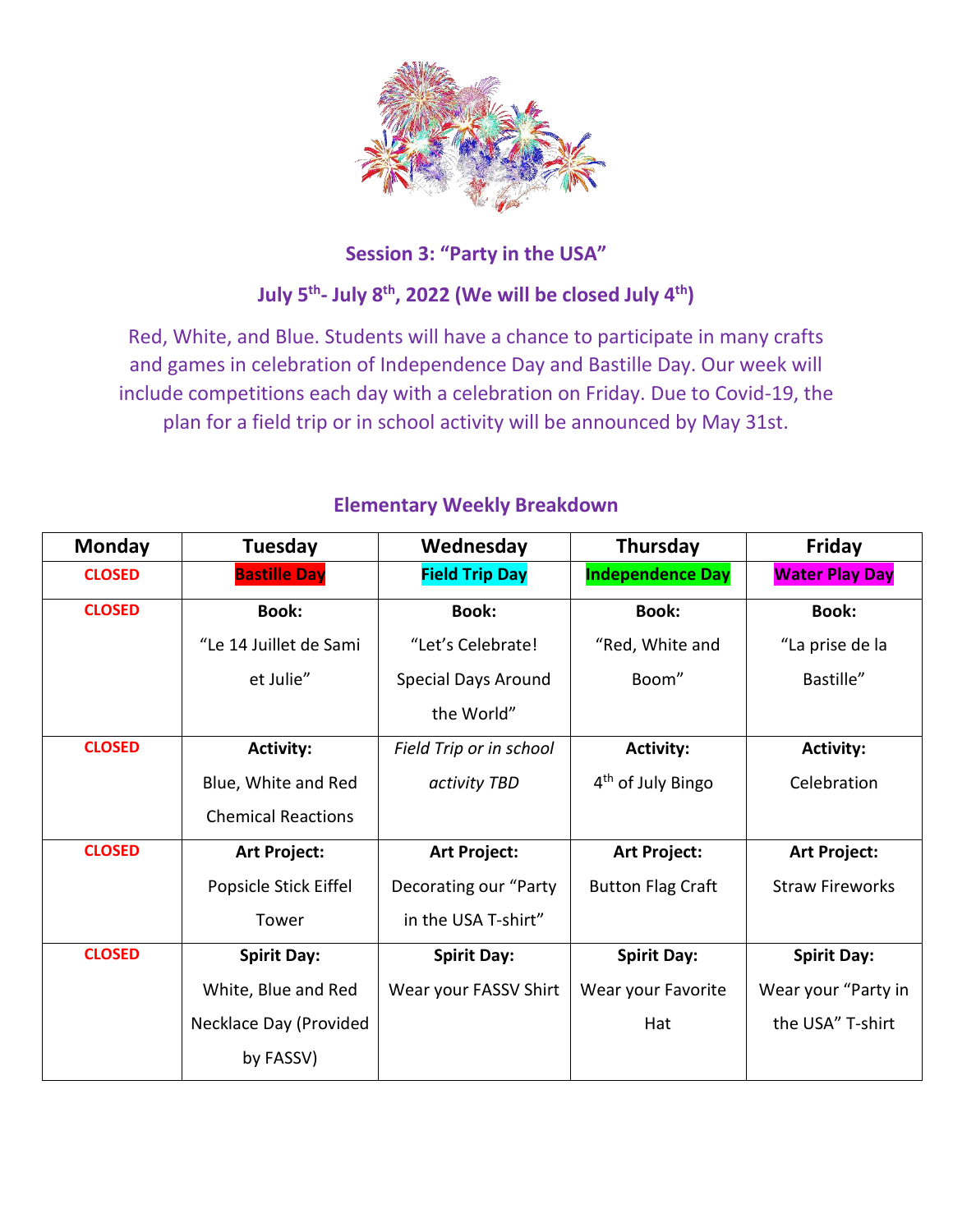## Session 3: "Party in the USA"

### July 5th- July 8th, 2022 (We will be closed July 4th)

Red, White, and Blue. Students will have a chance to participate in many crafts and games in celebration of Independence Day and Bastille Day. Our week will include competitions each day with a celebration on Friday. Due to Covid-19, the plan for a field trip or in school activity will be announced by May 31st.

### Elementary Weekly Breakdown

| Monday | Tuesday | Wednesday | Thursday | Friday |
|---|---|---|---|---|
| CLOSED | **Bastille Day** | **Field Trip Day** | **Independence Day** | **Water Play Day** |
| CLOSED | **Book:** "Le 14 Juillet de Sami et Julie" | **Book:** "Let's Celebrate! Special Days Around the World" | **Book:** "Red, White and Boom" | **Book:** "La prise de la Bastille" |
| CLOSED | **Activity:** Blue, White and Red Chemical Reactions | *Field Trip or in school activity TBD* | **Activity:** 4th of July Bingo | **Activity:** Celebration |
| CLOSED | **Art Project:** Popsicle Stick Eiffel Tower | **Art Project:** Decorating our "Party in the USA T-shirt" | **Art Project:** Button Flag Craft | **Art Project:** Straw Fireworks |
| CLOSED | **Spirit Day:** White, Blue and Red Necklace Day (Provided by FASSV) | **Spirit Day:** Wear your FASSV Shirt | **Spirit Day:** Wear your Favorite Hat | **Spirit Day:** Wear your "Party in the USA" T-shirt |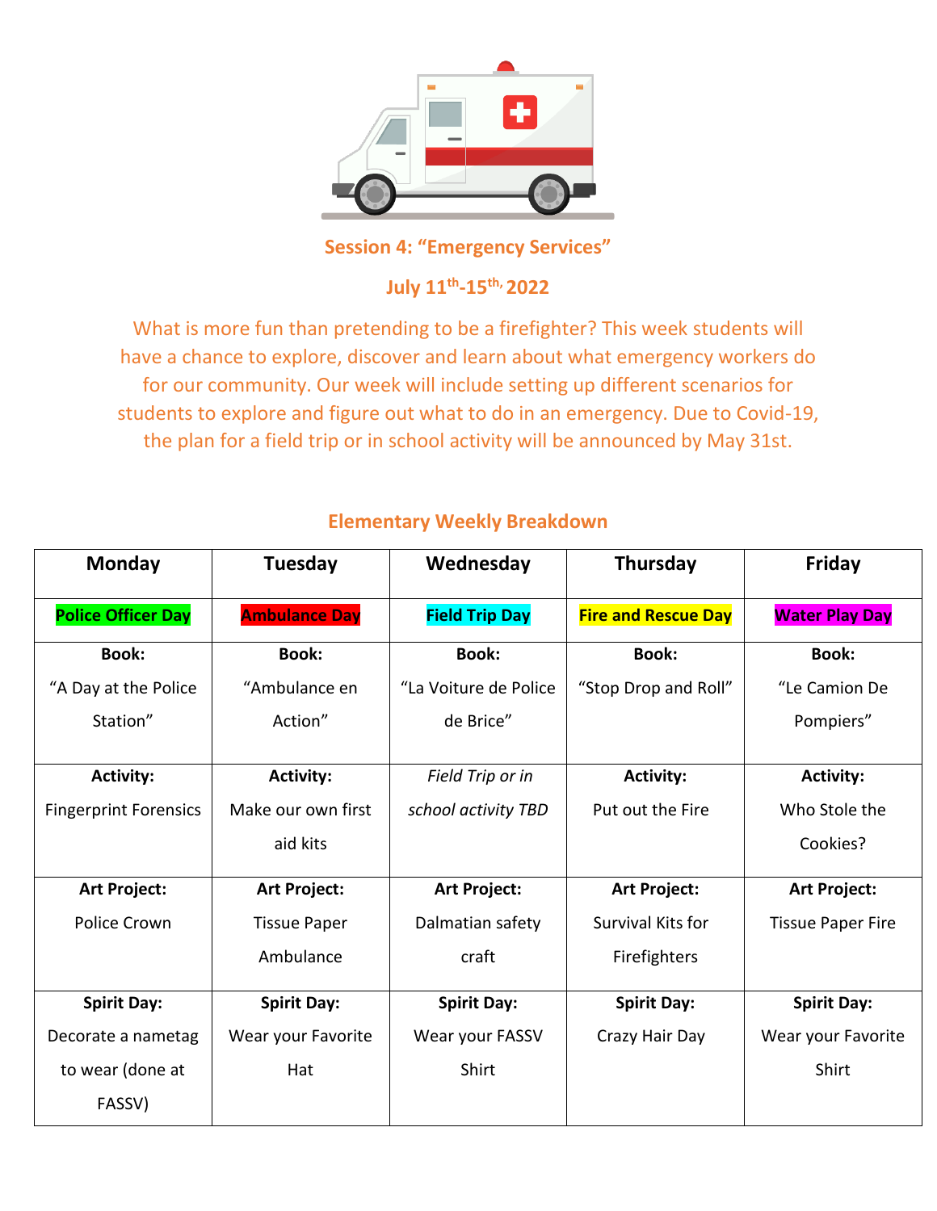## Session 4: "Emergency Services"

**July 11th-15th, 2022**

What is more fun than pretending to be a firefighter? This week students will have a chance to explore, discover and learn about what emergency workers do for our community. Our week will include setting up different scenarios for students to explore and figure out what to do in an emergency. Due to Covid-19, the plan for a field trip or in school activity will be announced by May 31st.

### Elementary Weekly Breakdown

| Monday | Tuesday | Wednesday | Thursday | Friday |
|---|---|---|---|---|
| **Police Officer Day** | **Ambulance Day** | **Field Trip Day** | **Fire and Rescue Day** | **Water Play Day** |
| **Book:** "A Day at the Police Station" | **Book:** "Ambulance en Action" | **Book:** "La Voiture de Police de Brice" | **Book:** "Stop Drop and Roll" | **Book:** "Le Camion De Pompiers" |
| **Activity:** Fingerprint Forensics | **Activity:** Make our own first aid kits | *Field Trip or in school activity TBD* | **Activity:** Put out the Fire | **Activity:** Who Stole the Cookies? |
| **Art Project:** Police Crown | **Art Project:** Tissue Paper Ambulance | **Art Project:** Dalmatian safety craft | **Art Project:** Survival Kits for Firefighters | **Art Project:** Tissue Paper Fire |
| **Spirit Day:** Decorate a nametag to wear (done at FASSV) | **Spirit Day:** Wear your Favorite Hat | **Spirit Day:** Wear your FASSV Shirt | **Spirit Day:** Crazy Hair Day | **Spirit Day:** Wear your Favorite Shirt |